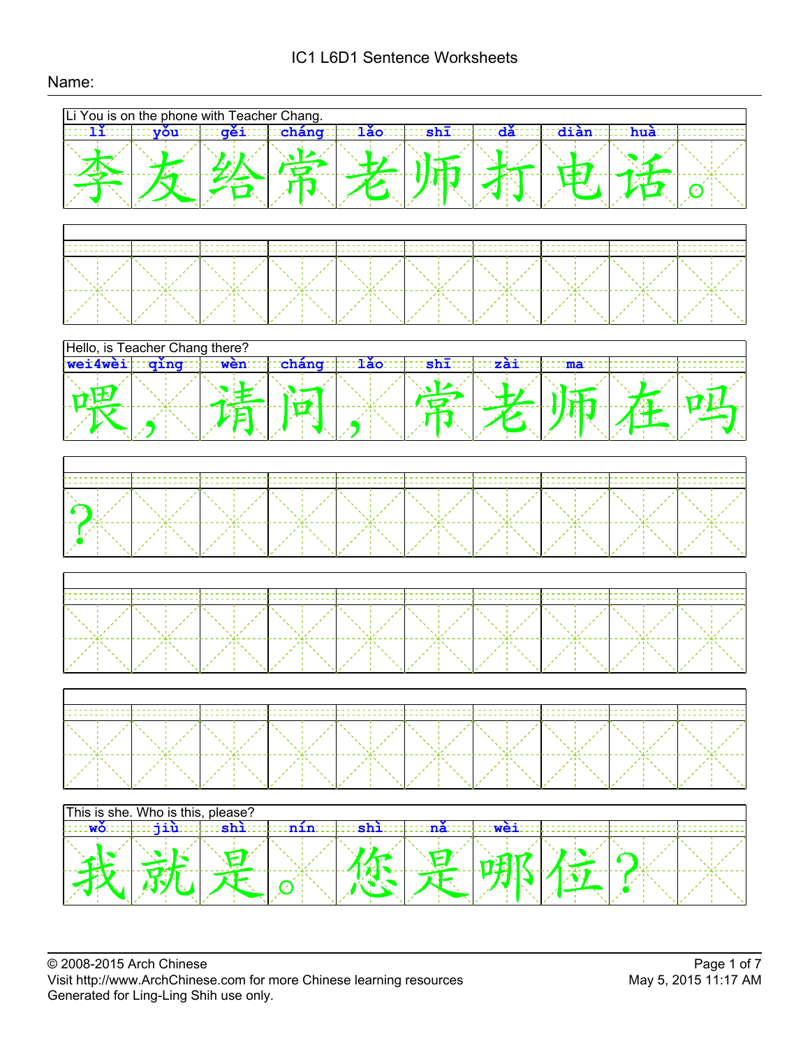# IC1 L6D1 Sentence Worksheets

Name:

Li You is on the phone with Teacher Chang.

| lǐ | yǒu | gěi | cháng | lǎo | shī | dǎ | diàn | huà | |
|---|---|---|---|---|---|---|---|---|---|
| 李 | 友 | 给 | 常 | 老 | 师 | 打 | 电 | 话 | 。 |

Hello, is Teacher Chang there?

| wei4wèi | | qǐng | wèn | | cháng | lǎo | shī | zài | ma |
|---|---|---|---|---|---|---|---|---|---|
| 喂 | ， | 请 | 问 | ， | 常 | 老 | 师 | 在 | 吗 |
| ？ | | | | | | | | | |

This is she. Who is this, please?

| wǒ | jiù | shì | | nín | shì | nǎ | wèi | | |
|---|---|---|---|---|---|---|---|---|---|
| 我 | 就 | 是 | 。 | 您 | 是 | 哪 | 位 | ？ | |

© 2008-2015 Arch Chinese
Visit http://www.ArchChinese.com for more Chinese learning resources
Generated for Ling-Ling Shih use only.

May 5, 2015 11:17 AM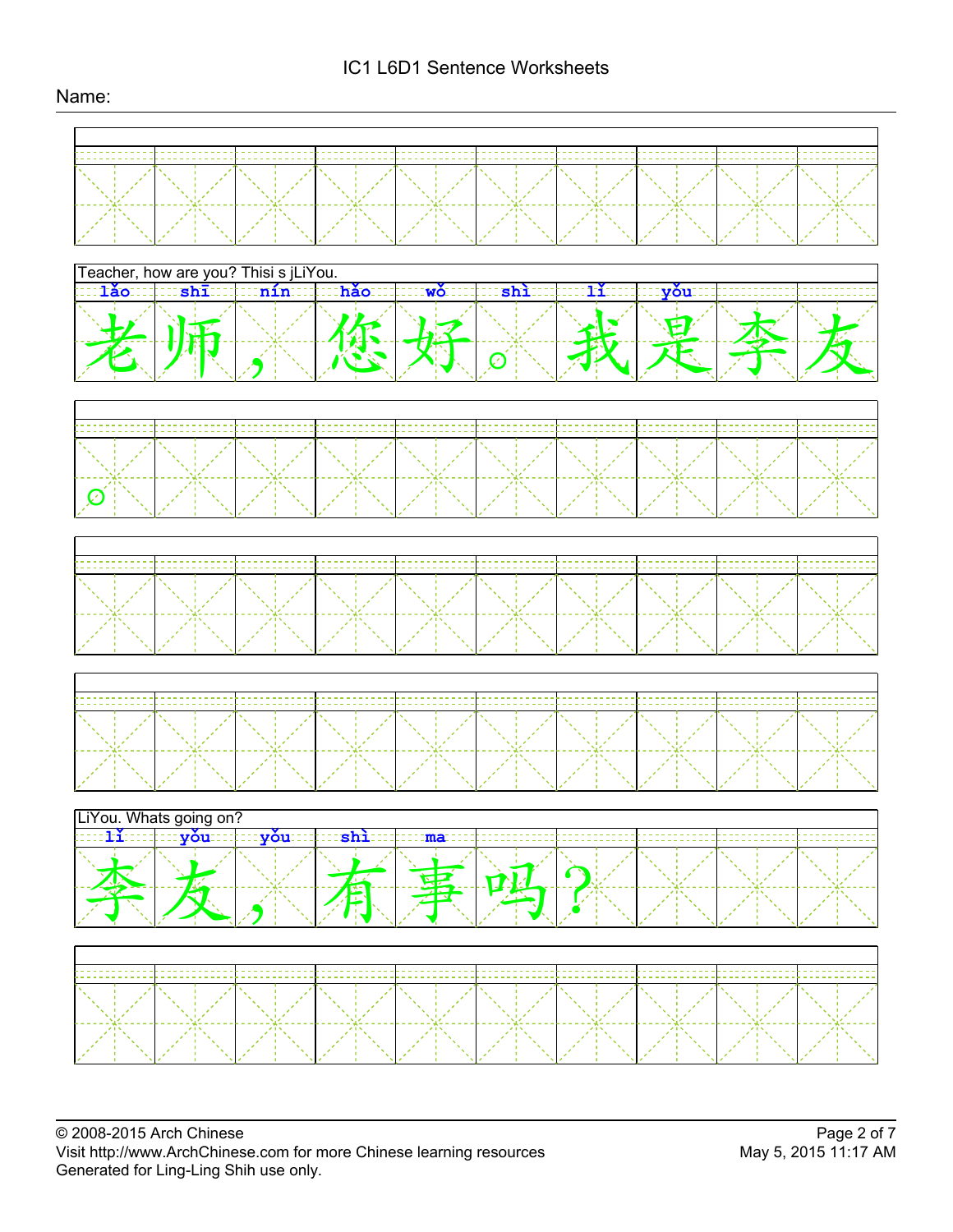# IC1 L6D1 Sentence Worksheets

Name:

Teacher, how are you? Thisi s jLiYou.

| lǎo | shī | | nín | hǎo | | wǒ | shì | lǐ | yǒu |
|---|---|---|---|---|---|---|---|---|---|
| 老 | 师 | ， | 您 | 好 | 。 | 我 | 是 | 李 | 友 |

| | | | | | | | | | |
|---|---|---|---|---|---|---|---|---|---|
| 。 | | | | | | | | | |

LiYou. Whats going on?

| lǐ | yǒu | | yǒu | shì | ma | | | | |
|---|---|---|---|---|---|---|---|---|---|
| 李 | 友 | ， | 有 | 事 | 吗 | ？ | | | |

© 2008-2015 Arch Chinese
Visit http://www.ArchChinese.com for more Chinese learning resources
Generated for Ling-Ling Shih use only.

May 5, 2015 11:17 AM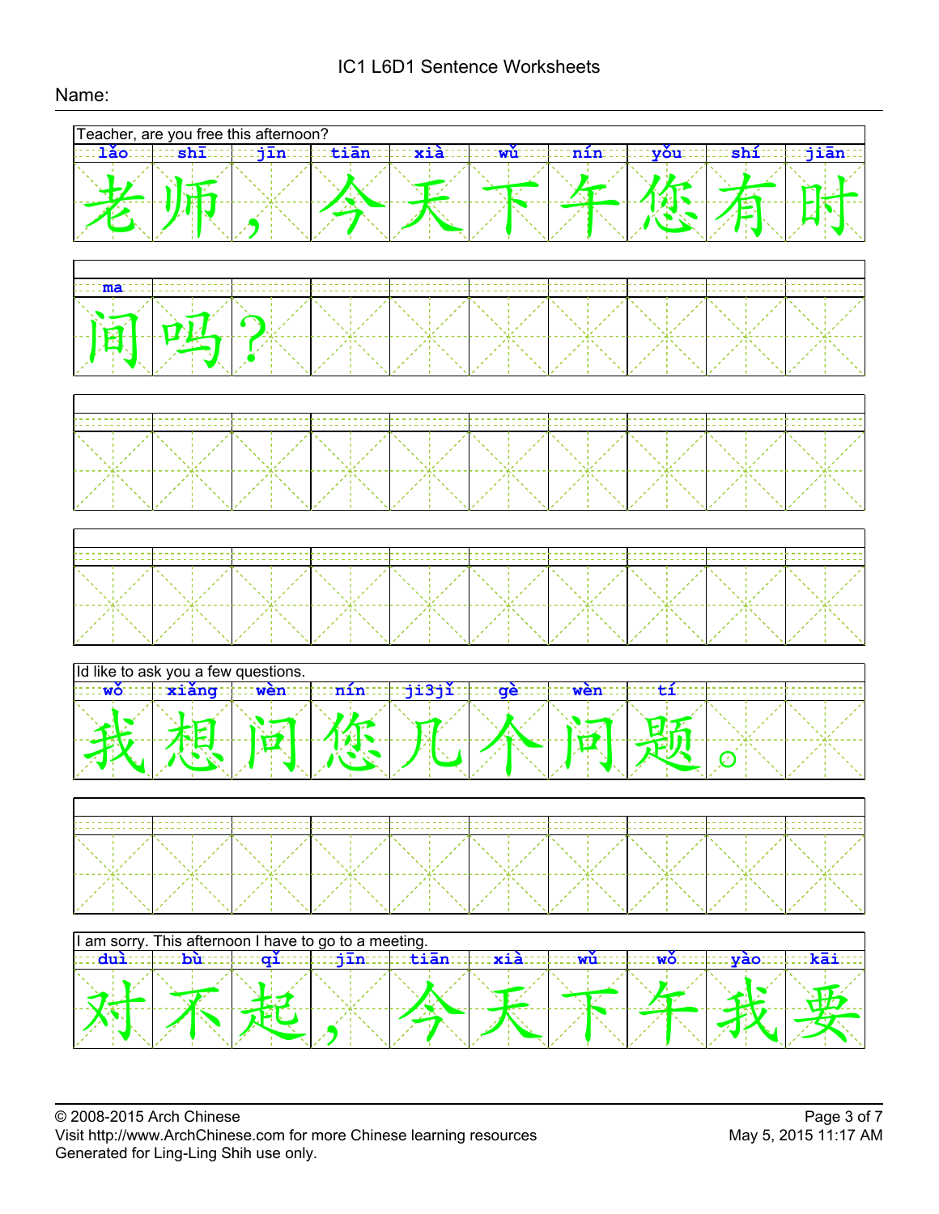# IC1 L6D1 Sentence Worksheets

Name:

Teacher, are you free this afternoon?

| lǎo | shī | | jīn | tiān | xià | wǔ | nín | yǒu | shí | jiān |
|---|---|---|---|---|---|---|---|---|---|---|
| 老 | 师 | ， | 今 | 天 | 下 | 午 | 您 | 有 | 时 | |

| jiān | ma | | | | | | | | |
|---|---|---|---|---|---|---|---|---|---|
| 间 | 吗 | ？ | | | | | | | |

Id like to ask you a few questions.

| wǒ | xiǎng | wèn | nín | ji3jǐ | gè | wèn | tí | | |
|---|---|---|---|---|---|---|---|---|---|
| 我 | 想 | 问 | 您 | 几 | 个 | 问 | 题 | 。 | |

I am sorry. This afternoon I have to go to a meeting.

| duì | bù | qǐ | | jīn | tiān | xià | wǔ | wǒ | yào | kāi |
|---|---|---|---|---|---|---|---|---|---|---|
| 对 | 不 | 起 | ， | 今 | 天 | 下 | 午 | 我 | 要 | |

© 2008-2015 Arch Chinese
Visit http://www.ArchChinese.com for more Chinese learning resources
Generated for Ling-Ling Shih use only.

May 5, 2015 11:17 AM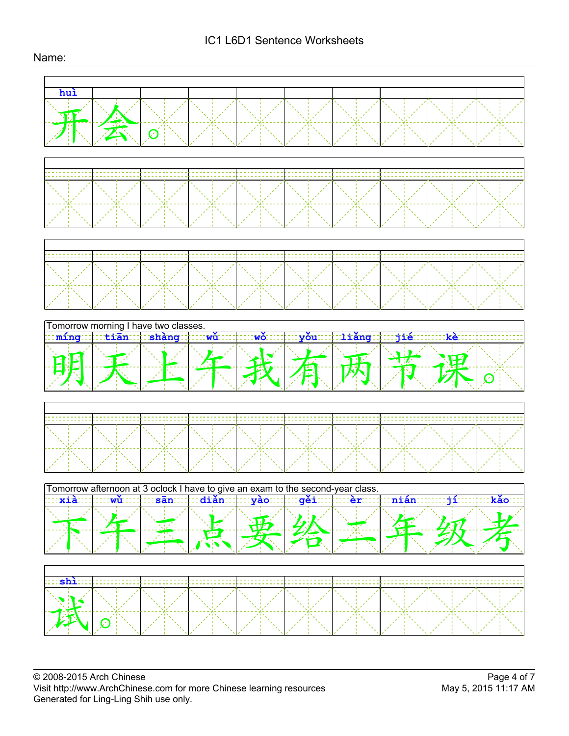# IC1 L6D1 Sentence Worksheets

Name:

| huì | | |
|---|---|---|
| 开 | 会 | 。 |

Tomorrow morning I have two classes.

| míng | tiān | shàng | wǔ | wǒ | yǒu | liǎng | jié | kè | |
|---|---|---|---|---|---|---|---|---|---|
| 明 | 天 | 上 | 午 | 我 | 有 | 两 | 节 | 课 | 。 |

Tomorrow afternoon at 3 oclock I have to give an exam to the second-year class.

| xià | wǔ | sān | diǎn | yào | gěi | èr | nián | jí | kǎo |
|---|---|---|---|---|---|---|---|---|---|
| 下 | 午 | 三 | 点 | 要 | 给 | 二 | 年 | 级 | 考 |

| shì | |
|---|---|
| 试 | 。 |

© 2008-2015 Arch Chinese
Visit http://www.ArchChinese.com for more Chinese learning resources
Generated for Ling-Ling Shih use only.

May 5, 2015 11:17 AM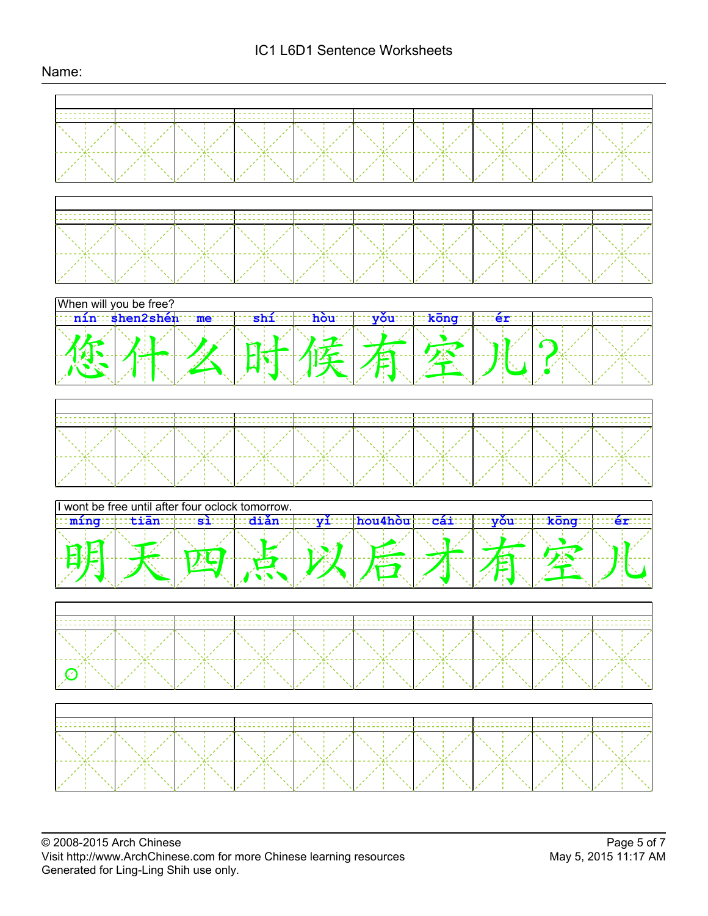IC1 L6D1 Sentence Worksheets

Name:

When will you be free?

| nín | shen2shén | me | shí | hòu | yǒu | kōng | ér | | |
|---|---|---|---|---|---|---|---|---|---|
| 您 | 什 | 么 | 时 | 候 | 有 | 空 | 儿 | ? | |

I wont be free until after four oclock tomorrow.

| míng | tiān | sì | diǎn | yǐ | hou4hòu | cái | yǒu | kōng | ér |
|---|---|---|---|---|---|---|---|---|---|
| 明 | 天 | 四 | 点 | 以 | 后 | 才 | 有 | 空 | 儿 |

。

© 2008-2015 Arch Chinese
Visit http://www.ArchChinese.com for more Chinese learning resources
Generated for Ling-Ling Shih use only.

May 5, 2015 11:17 AM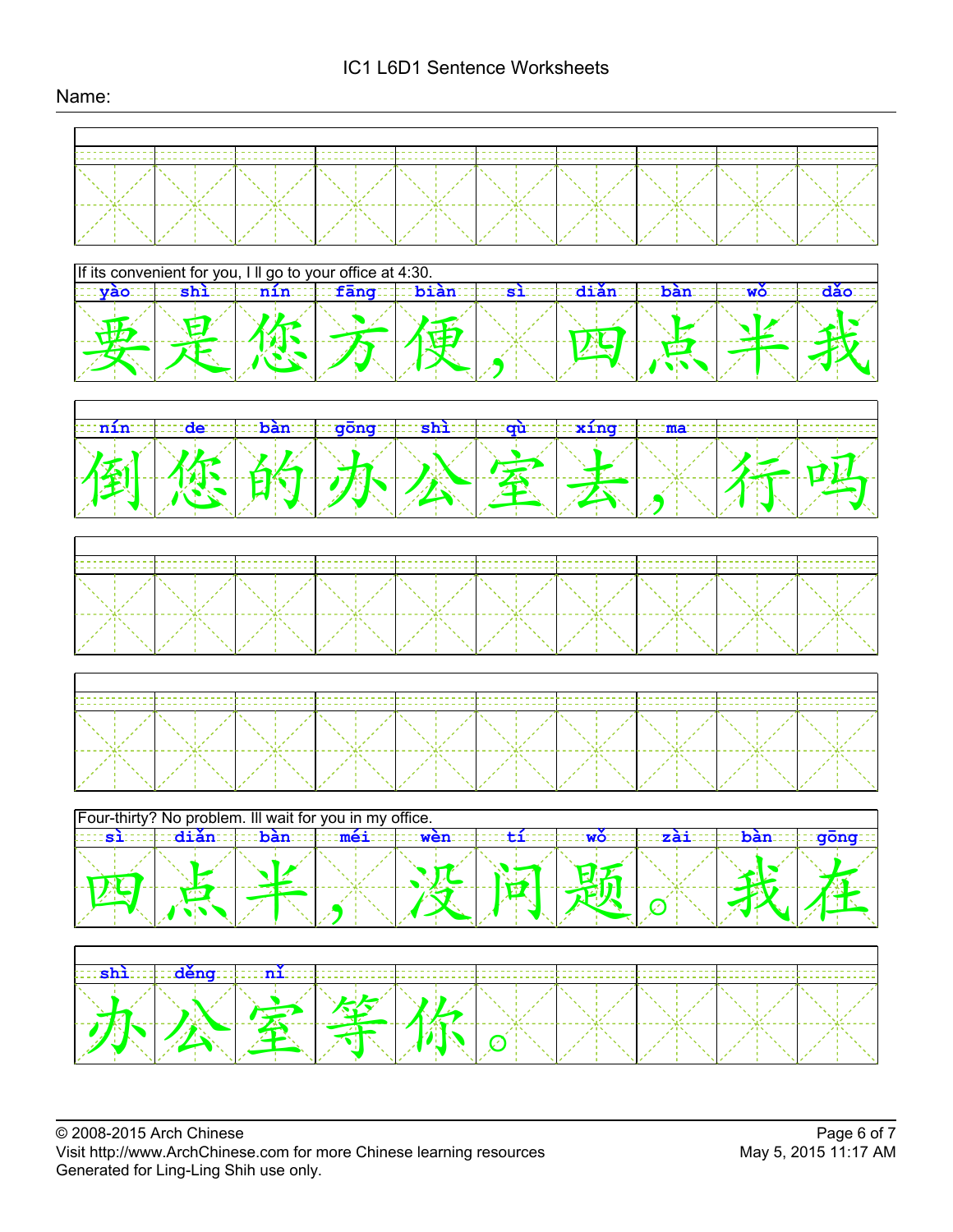# IC1 L6D1 Sentence Worksheets

Name:

If its convenient for you, I ll go to your office at 4:30.

| yào | shì | nín | fāng | biàn | | sì | diǎn | bàn | wǒ | dǎo |
|---|---|---|---|---|---|---|---|---|---|---|
| 要 | 是 | 您 | 方 | 便 | , | 四 | 点 | 半 | 我 | 倒 |

| nín | de | bàn | gōng | shì | qù | | xíng | ma |
|---|---|---|---|---|---|---|---|---|
| 您 | 的 | 办 | 公 | 室 | 去 | , | 行 | 吗 |

Four-thirty? No problem. Ill wait for you in my office.

| sì | diǎn | bàn | | méi | wèn | tí | | wǒ | zài | bàn | gōng |
|---|---|---|---|---|---|---|---|---|---|---|---|
| 四 | 点 | 半 | , | 没 | 问 | 题 | 。 | 我 | 在 | 办 | 公 |

| shì | děng | nǐ | |
|---|---|---|---|
| 室 | 等 | 你 | 。 |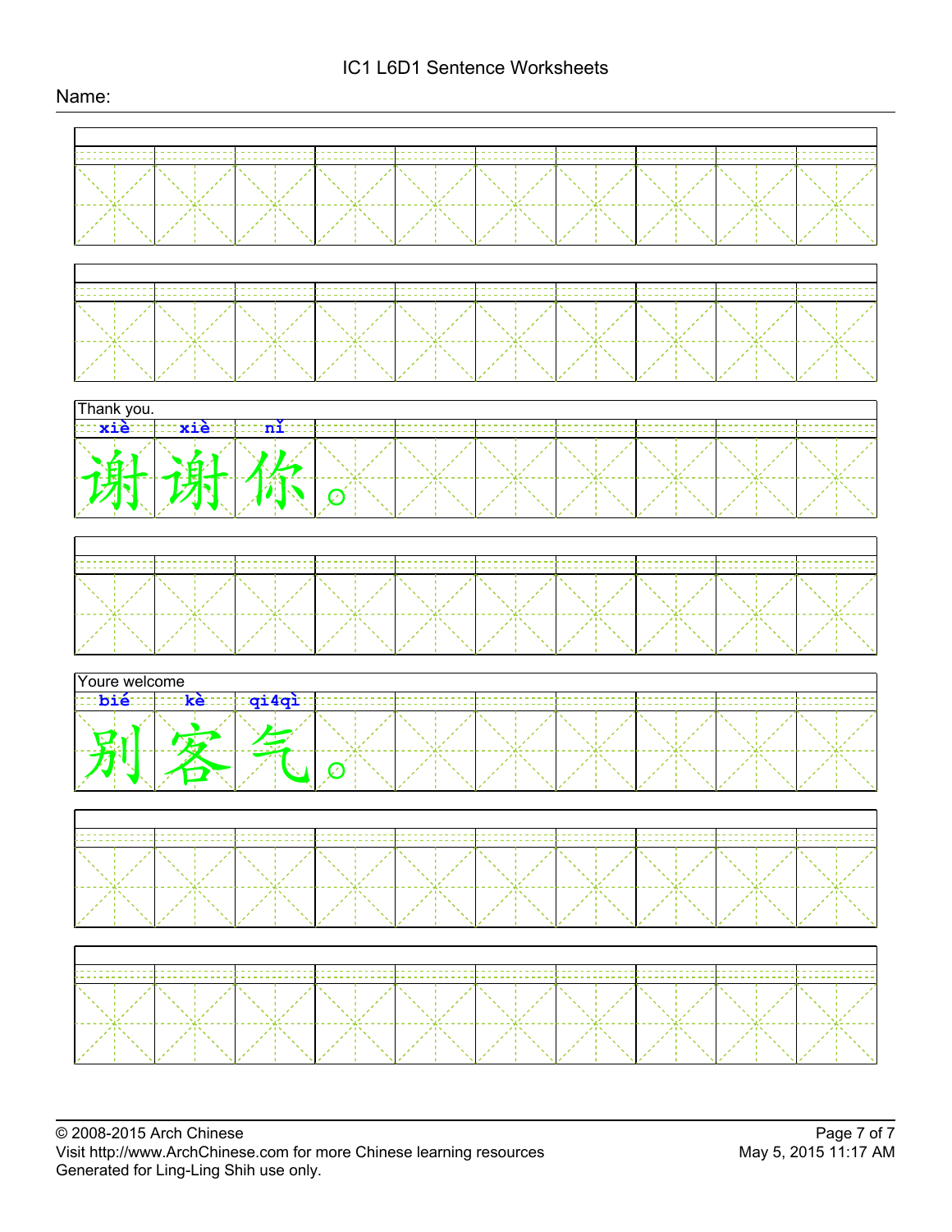# IC1 L6D1 Sentence Worksheets

Name:

Thank you.

xiè xiè nǐ

谢谢你。

Youre welcome

bié kè qi4qì

别客气。

© 2008-2015 Arch Chinese
Visit http://www.ArchChinese.com for more Chinese learning resources
Generated for Ling-Ling Shih use only.

May 5, 2015 11:17 AM